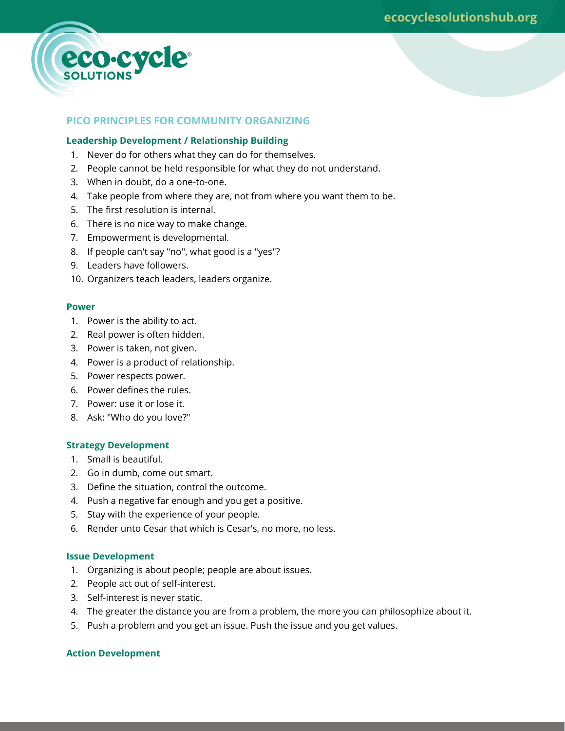## PICO PRINCIPLES FOR COMMUNITY ORGANIZING

### Leadership Development / Relationship Building

1. Never do for others what they can do for themselves.
2. People cannot be held responsible for what they do not understand.
3. When in doubt, do a one-to-one.
4. Take people from where they are, not from where you want them to be.
5. The first resolution is internal.
6. There is no nice way to make change.
7. Empowerment is developmental.
8. If people can't say "no", what good is a "yes"?
9. Leaders have followers.
10. Organizers teach leaders, leaders organize.

### Power

1. Power is the ability to act.
2. Real power is often hidden.
3. Power is taken, not given.
4. Power is a product of relationship.
5. Power respects power.
6. Power defines the rules.
7. Power: use it or lose it.
8. Ask: "Who do you love?"

### Strategy Development

1. Small is beautiful.
2. Go in dumb, come out smart.
3. Define the situation, control the outcome.
4. Push a negative far enough and you get a positive.
5. Stay with the experience of your people.
6. Render unto Cesar that which is Cesar's, no more, no less.

### Issue Development

1. Organizing is about people; people are about issues.
2. People act out of self-interest.
3. Self-interest is never static.
4. The greater the distance you are from a problem, the more you can philosophize about it.
5. Push a problem and you get an issue. Push the issue and you get values.

### Action Development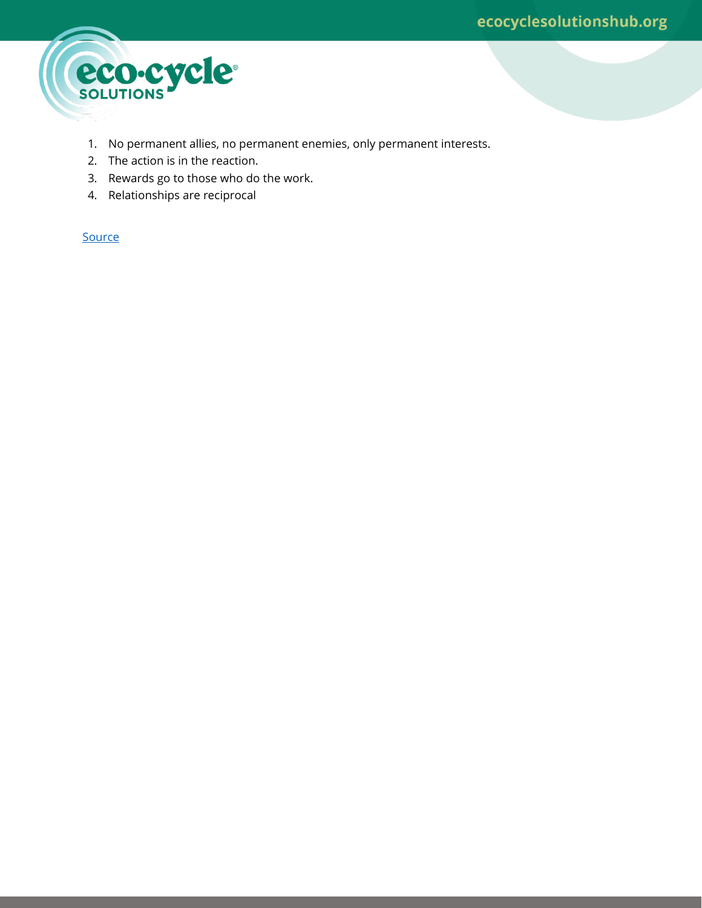1. No permanent allies, no permanent enemies, only permanent interests.
2. The action is in the reaction.
3. Rewards go to those who do the work.
4. Relationships are reciprocal

Source